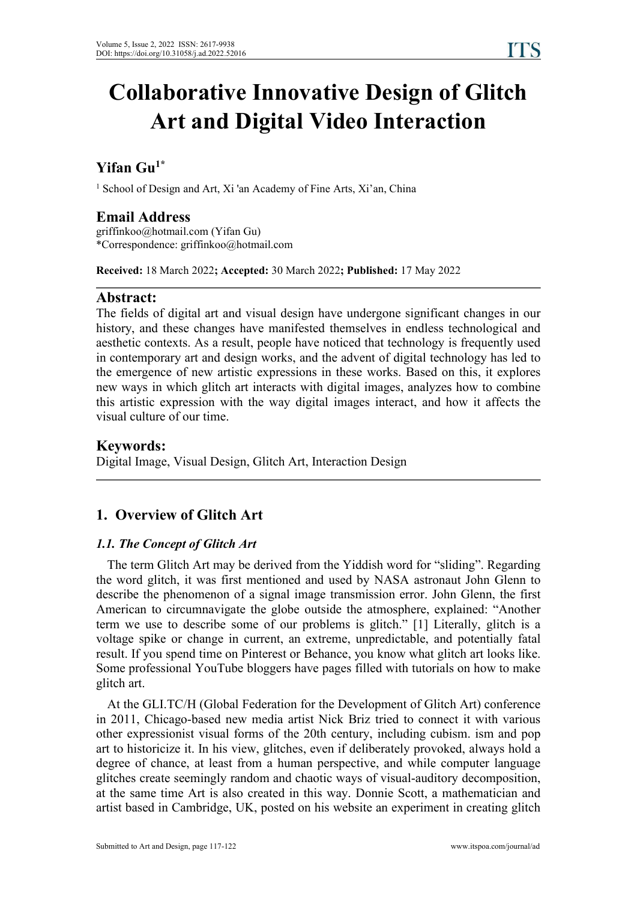# Collaborative Innovative Design of Glitch Art and Digital Video Interaction

## Yifan Gu[1*]

[1] School of Design and Art, Xi 'an Academy of Fine Arts, Xi'an, China

## Email Address

griffinkoo@hotmail.com (Yifan Gu)
*Correspondence: griffinkoo@hotmail.com

**Received:** 18 March 2022**; Accepted:** 30 March 2022**; Published:** 17 May 2022

## Abstract:

The fields of digital art and visual design have undergone significant changes in our history, and these changes have manifested themselves in endless technological and aesthetic contexts. As a result, people have noticed that technology is frequently used in contemporary art and design works, and the advent of digital technology has led to the emergence of new artistic expressions in these works. Based on this, it explores new ways in which glitch art interacts with digital images, analyzes how to combine this artistic expression with the way digital images interact, and how it affects the visual culture of our time.

## Keywords:

Digital Image, Visual Design, Glitch Art, Interaction Design

## 1. Overview of Glitch Art

### *1.1. The Concept of Glitch Art*

The term Glitch Art may be derived from the Yiddish word for "sliding". Regarding the word glitch, it was first mentioned and used by NASA astronaut John Glenn to describe the phenomenon of a signal image transmission error. John Glenn, the first American to circumnavigate the globe outside the atmosphere, explained: "Another term we use to describe some of our problems is glitch." [1] Literally, glitch is a voltage spike or change in current, an extreme, unpredictable, and potentially fatal result. If you spend time on Pinterest or Behance, you know what glitch art looks like. Some professional YouTube bloggers have pages filled with tutorials on how to make glitch art.

At the GLI.TC/H (Global Federation for the Development of Glitch Art) conference in 2011, Chicago-based new media artist Nick Briz tried to connect it with various other expressionist visual forms of the 20th century, including cubism. ism and pop art to historicize it. In his view, glitches, even if deliberately provoked, always hold a degree of chance, at least from a human perspective, and while computer language glitches create seemingly random and chaotic ways of visual-auditory decomposition, at the same time Art is also created in this way. Donnie Scott, a mathematician and artist based in Cambridge, UK, posted on his website an experiment in creating glitch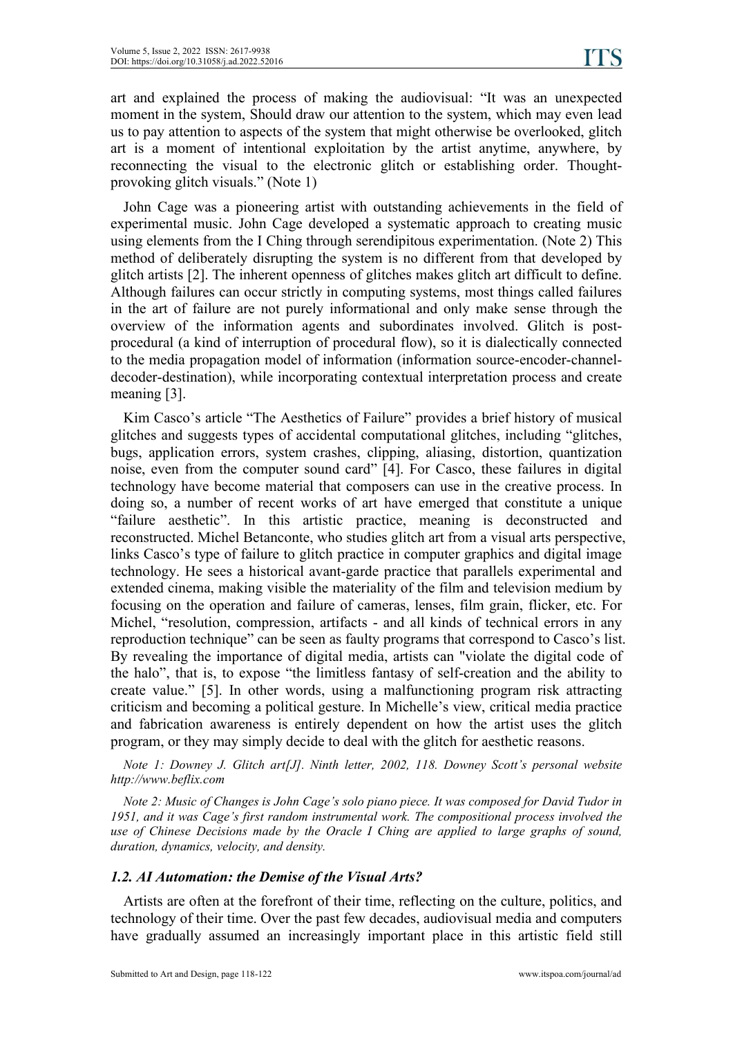art and explained the process of making the audiovisual: "It was an unexpected moment in the system, Should draw our attention to the system, which may even lead us to pay attention to aspects of the system that might otherwise be overlooked, glitch art is a moment of intentional exploitation by the artist anytime, anywhere, by reconnecting the visual to the electronic glitch or establishing order. Thought-provoking glitch visuals." (Note 1)

John Cage was a pioneering artist with outstanding achievements in the field of experimental music. John Cage developed a systematic approach to creating music using elements from the I Ching through serendipitous experimentation. (Note 2) This method of deliberately disrupting the system is no different from that developed by glitch artists [2]. The inherent openness of glitches makes glitch art difficult to define. Although failures can occur strictly in computing systems, most things called failures in the art of failure are not purely informational and only make sense through the overview of the information agents and subordinates involved. Glitch is post-procedural (a kind of interruption of procedural flow), so it is dialectically connected to the media propagation model of information (information source-encoder-channel-decoder-destination), while incorporating contextual interpretation process and create meaning [3].

Kim Casco's article "The Aesthetics of Failure" provides a brief history of musical glitches and suggests types of accidental computational glitches, including "glitches, bugs, application errors, system crashes, clipping, aliasing, distortion, quantization noise, even from the computer sound card" [4]. For Casco, these failures in digital technology have become material that composers can use in the creative process. In doing so, a number of recent works of art have emerged that constitute a unique "failure aesthetic". In this artistic practice, meaning is deconstructed and reconstructed. Michel Betanconte, who studies glitch art from a visual arts perspective, links Casco's type of failure to glitch practice in computer graphics and digital image technology. He sees a historical avant-garde practice that parallels experimental and extended cinema, making visible the materiality of the film and television medium by focusing on the operation and failure of cameras, lenses, film grain, flicker, etc. For Michel, "resolution, compression, artifacts - and all kinds of technical errors in any reproduction technique" can be seen as faulty programs that correspond to Casco's list. By revealing the importance of digital media, artists can "violate the digital code of the halo", that is, to expose "the limitless fantasy of self-creation and the ability to create value." [5]. In other words, using a malfunctioning program risk attracting criticism and becoming a political gesture. In Michelle's view, critical media practice and fabrication awareness is entirely dependent on how the artist uses the glitch program, or they may simply decide to deal with the glitch for aesthetic reasons.

*Note 1: Downey J. Glitch art[J]. Ninth letter, 2002, 118. Downey Scott's personal website http://www.beflix.com*

*Note 2: Music of Changes is John Cage's solo piano piece. It was composed for David Tudor in 1951, and it was Cage's first random instrumental work. The compositional process involved the use of Chinese Decisions made by the Oracle I Ching are applied to large graphs of sound, duration, dynamics, velocity, and density.*

### *1.2. AI Automation: the Demise of the Visual Arts?*

Artists are often at the forefront of their time, reflecting on the culture, politics, and technology of their time. Over the past few decades, audiovisual media and computers have gradually assumed an increasingly important place in this artistic field still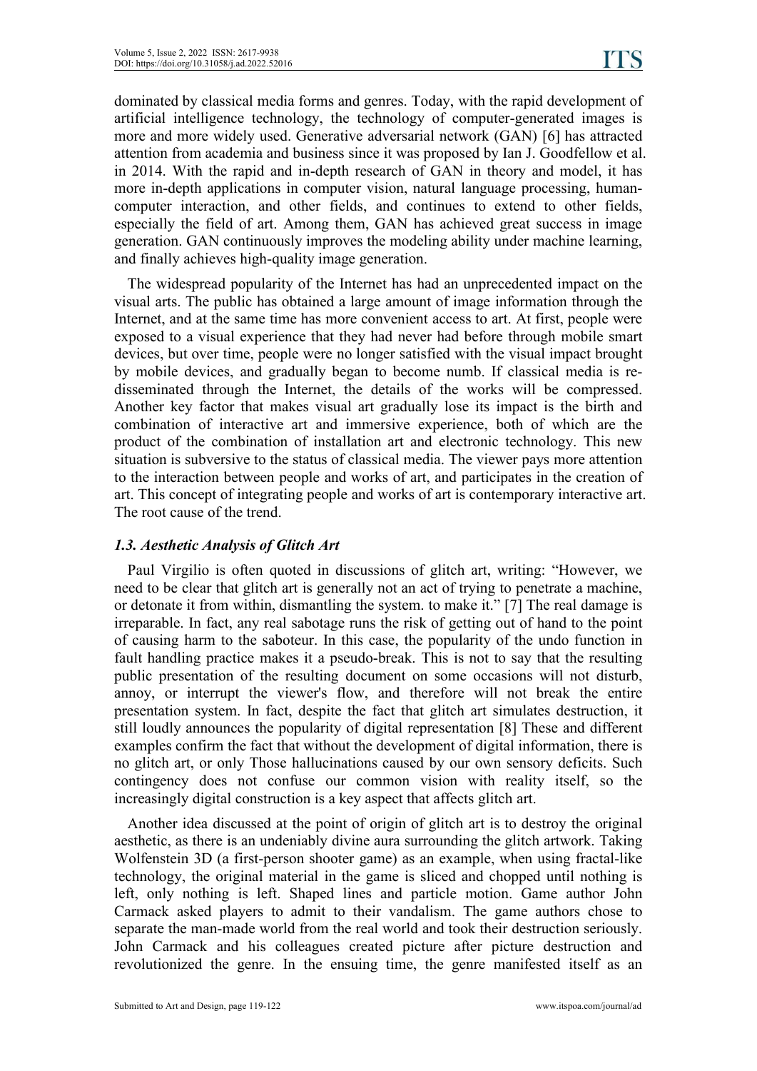dominated by classical media forms and genres. Today, with the rapid development of artificial intelligence technology, the technology of computer-generated images is more and more widely used. Generative adversarial network (GAN) [6] has attracted attention from academia and business since it was proposed by Ian J. Goodfellow et al. in 2014. With the rapid and in-depth research of GAN in theory and model, it has more in-depth applications in computer vision, natural language processing, human-computer interaction, and other fields, and continues to extend to other fields, especially the field of art. Among them, GAN has achieved great success in image generation. GAN continuously improves the modeling ability under machine learning, and finally achieves high-quality image generation.

The widespread popularity of the Internet has had an unprecedented impact on the visual arts. The public has obtained a large amount of image information through the Internet, and at the same time has more convenient access to art. At first, people were exposed to a visual experience that they had never had before through mobile smart devices, but over time, people were no longer satisfied with the visual impact brought by mobile devices, and gradually began to become numb. If classical media is re-disseminated through the Internet, the details of the works will be compressed. Another key factor that makes visual art gradually lose its impact is the birth and combination of interactive art and immersive experience, both of which are the product of the combination of installation art and electronic technology. This new situation is subversive to the status of classical media. The viewer pays more attention to the interaction between people and works of art, and participates in the creation of art. This concept of integrating people and works of art is contemporary interactive art. The root cause of the trend.

### *1.3. Aesthetic Analysis of Glitch Art*

Paul Virgilio is often quoted in discussions of glitch art, writing: "However, we need to be clear that glitch art is generally not an act of trying to penetrate a machine, or detonate it from within, dismantling the system. to make it." [7] The real damage is irreparable. In fact, any real sabotage runs the risk of getting out of hand to the point of causing harm to the saboteur. In this case, the popularity of the undo function in fault handling practice makes it a pseudo-break. This is not to say that the resulting public presentation of the resulting document on some occasions will not disturb, annoy, or interrupt the viewer's flow, and therefore will not break the entire presentation system. In fact, despite the fact that glitch art simulates destruction, it still loudly announces the popularity of digital representation [8] These and different examples confirm the fact that without the development of digital information, there is no glitch art, or only Those hallucinations caused by our own sensory deficits. Such contingency does not confuse our common vision with reality itself, so the increasingly digital construction is a key aspect that affects glitch art.

Another idea discussed at the point of origin of glitch art is to destroy the original aesthetic, as there is an undeniably divine aura surrounding the glitch artwork. Taking Wolfenstein 3D (a first-person shooter game) as an example, when using fractal-like technology, the original material in the game is sliced and chopped until nothing is left, only nothing is left. Shaped lines and particle motion. Game author John Carmack asked players to admit to their vandalism. The game authors chose to separate the man-made world from the real world and took their destruction seriously. John Carmack and his colleagues created picture after picture destruction and revolutionized the genre. In the ensuing time, the genre manifested itself as an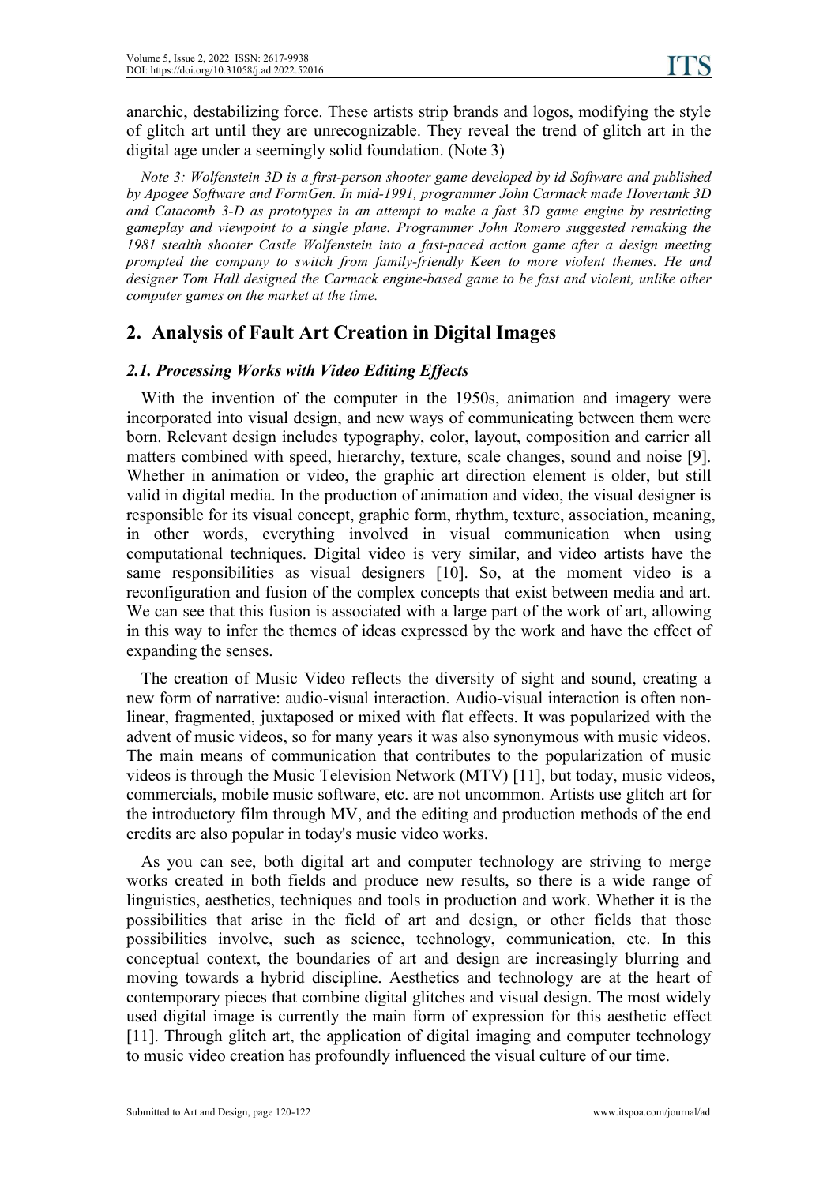anarchic, destabilizing force. These artists strip brands and logos, modifying the style of glitch art until they are unrecognizable. They reveal the trend of glitch art in the digital age under a seemingly solid foundation. (Note 3)

*Note 3: Wolfenstein 3D is a first-person shooter game developed by id Software and published by Apogee Software and FormGen. In mid-1991, programmer John Carmack made Hovertank 3D and Catacomb 3-D as prototypes in an attempt to make a fast 3D game engine by restricting gameplay and viewpoint to a single plane. Programmer John Romero suggested remaking the 1981 stealth shooter Castle Wolfenstein into a fast-paced action game after a design meeting prompted the company to switch from family-friendly Keen to more violent themes. He and designer Tom Hall designed the Carmack engine-based game to be fast and violent, unlike other computer games on the market at the time.*

## 2. Analysis of Fault Art Creation in Digital Images

### *2.1. Processing Works with Video Editing Effects*

With the invention of the computer in the 1950s, animation and imagery were incorporated into visual design, and new ways of communicating between them were born. Relevant design includes typography, color, layout, composition and carrier all matters combined with speed, hierarchy, texture, scale changes, sound and noise [9]. Whether in animation or video, the graphic art direction element is older, but still valid in digital media. In the production of animation and video, the visual designer is responsible for its visual concept, graphic form, rhythm, texture, association, meaning, in other words, everything involved in visual communication when using computational techniques. Digital video is very similar, and video artists have the same responsibilities as visual designers [10]. So, at the moment video is a reconfiguration and fusion of the complex concepts that exist between media and art. We can see that this fusion is associated with a large part of the work of art, allowing in this way to infer the themes of ideas expressed by the work and have the effect of expanding the senses.

The creation of Music Video reflects the diversity of sight and sound, creating a new form of narrative: audio-visual interaction. Audio-visual interaction is often non-linear, fragmented, juxtaposed or mixed with flat effects. It was popularized with the advent of music videos, so for many years it was also synonymous with music videos. The main means of communication that contributes to the popularization of music videos is through the Music Television Network (MTV) [11], but today, music videos, commercials, mobile music software, etc. are not uncommon. Artists use glitch art for the introductory film through MV, and the editing and production methods of the end credits are also popular in today's music video works.

As you can see, both digital art and computer technology are striving to merge works created in both fields and produce new results, so there is a wide range of linguistics, aesthetics, techniques and tools in production and work. Whether it is the possibilities that arise in the field of art and design, or other fields that those possibilities involve, such as science, technology, communication, etc. In this conceptual context, the boundaries of art and design are increasingly blurring and moving towards a hybrid discipline. Aesthetics and technology are at the heart of contemporary pieces that combine digital glitches and visual design. The most widely used digital image is currently the main form of expression for this aesthetic effect [11]. Through glitch art, the application of digital imaging and computer technology to music video creation has profoundly influenced the visual culture of our time.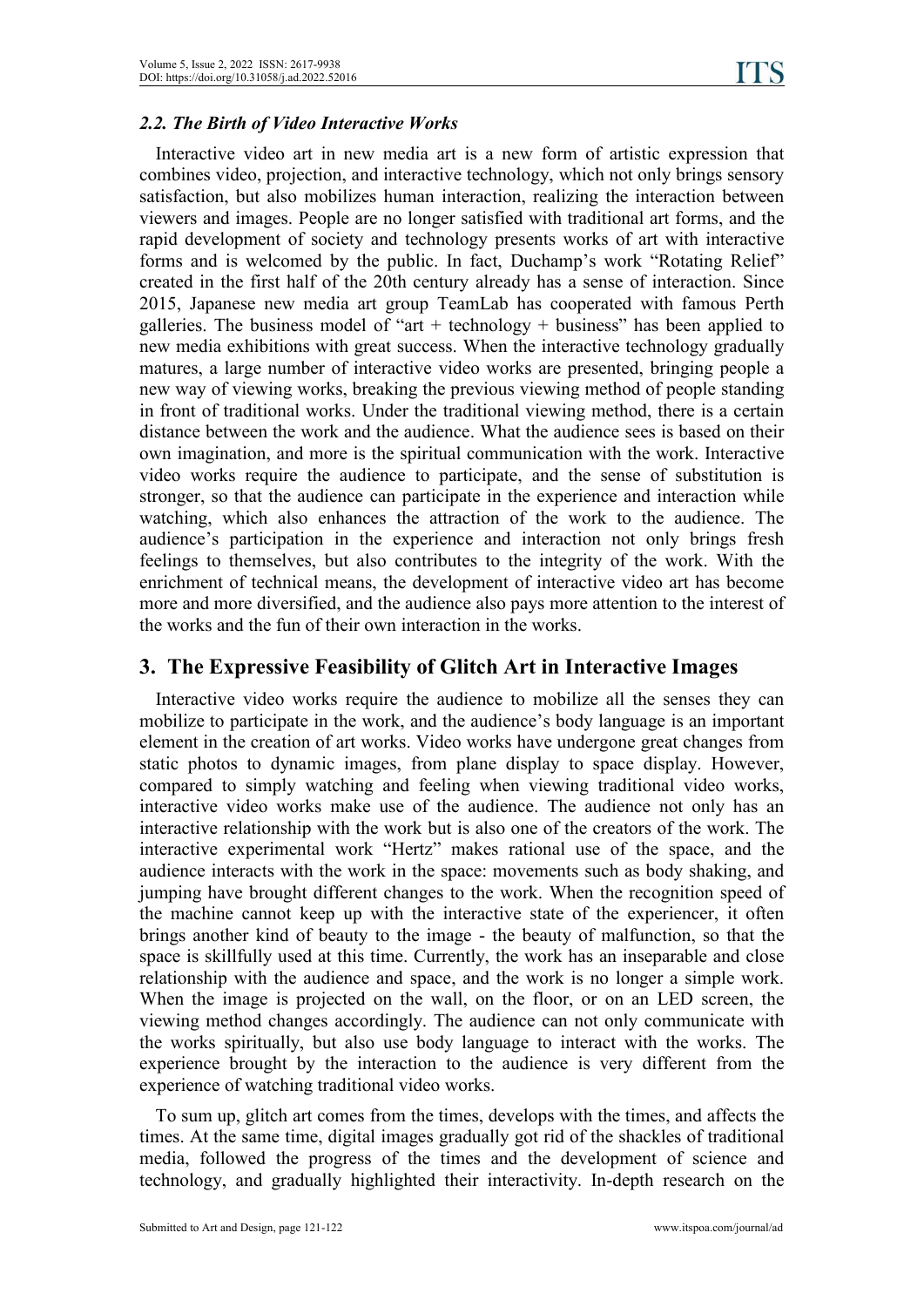### *2.2. The Birth of Video Interactive Works*

Interactive video art in new media art is a new form of artistic expression that combines video, projection, and interactive technology, which not only brings sensory satisfaction, but also mobilizes human interaction, realizing the interaction between viewers and images. People are no longer satisfied with traditional art forms, and the rapid development of society and technology presents works of art with interactive forms and is welcomed by the public. In fact, Duchamp's work "Rotating Relief" created in the first half of the 20th century already has a sense of interaction. Since 2015, Japanese new media art group TeamLab has cooperated with famous Perth galleries. The business model of "art + technology + business" has been applied to new media exhibitions with great success. When the interactive technology gradually matures, a large number of interactive video works are presented, bringing people a new way of viewing works, breaking the previous viewing method of people standing in front of traditional works. Under the traditional viewing method, there is a certain distance between the work and the audience. What the audience sees is based on their own imagination, and more is the spiritual communication with the work. Interactive video works require the audience to participate, and the sense of substitution is stronger, so that the audience can participate in the experience and interaction while watching, which also enhances the attraction of the work to the audience. The audience's participation in the experience and interaction not only brings fresh feelings to themselves, but also contributes to the integrity of the work. With the enrichment of technical means, the development of interactive video art has become more and more diversified, and the audience also pays more attention to the interest of the works and the fun of their own interaction in the works.

## 3. The Expressive Feasibility of Glitch Art in Interactive Images

Interactive video works require the audience to mobilize all the senses they can mobilize to participate in the work, and the audience's body language is an important element in the creation of art works. Video works have undergone great changes from static photos to dynamic images, from plane display to space display. However, compared to simply watching and feeling when viewing traditional video works, interactive video works make use of the audience. The audience not only has an interactive relationship with the work but is also one of the creators of the work. The interactive experimental work "Hertz" makes rational use of the space, and the audience interacts with the work in the space: movements such as body shaking, and jumping have brought different changes to the work. When the recognition speed of the machine cannot keep up with the interactive state of the experiencer, it often brings another kind of beauty to the image - the beauty of malfunction, so that the space is skillfully used at this time. Currently, the work has an inseparable and close relationship with the audience and space, and the work is no longer a simple work. When the image is projected on the wall, on the floor, or on an LED screen, the viewing method changes accordingly. The audience can not only communicate with the works spiritually, but also use body language to interact with the works. The experience brought by the interaction to the audience is very different from the experience of watching traditional video works.

To sum up, glitch art comes from the times, develops with the times, and affects the times. At the same time, digital images gradually got rid of the shackles of traditional media, followed the progress of the times and the development of science and technology, and gradually highlighted their interactivity. In-depth research on the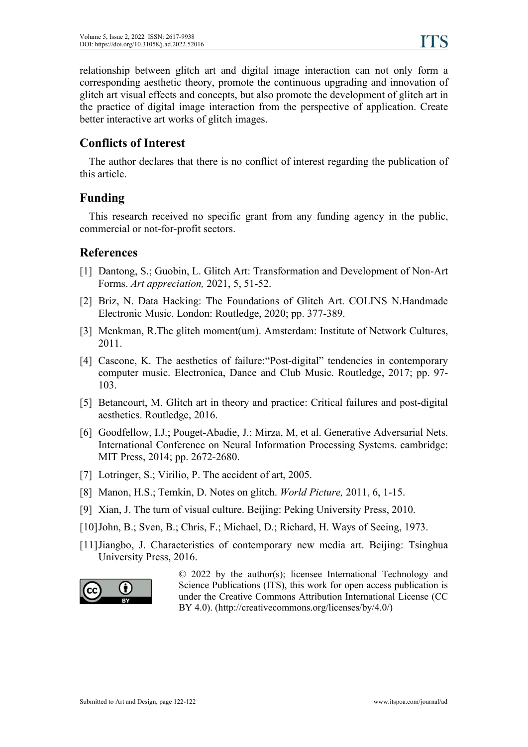relationship between glitch art and digital image interaction can not only form a corresponding aesthetic theory, promote the continuous upgrading and innovation of glitch art visual effects and concepts, but also promote the development of glitch art in the practice of digital image interaction from the perspective of application. Create better interactive art works of glitch images.

## Conflicts of Interest

The author declares that there is no conflict of interest regarding the publication of this article.

## Funding

This research received no specific grant from any funding agency in the public, commercial or not-for-profit sectors.

## References

[1] Dantong, S.; Guobin, L. Glitch Art: Transformation and Development of Non-Art Forms. *Art appreciation,* 2021, 5, 51-52.

[2] Briz, N. Data Hacking: The Foundations of Glitch Art. COLINS N.Handmade Electronic Music. London: Routledge, 2020; pp. 377-389.

[3] Menkman, R.The glitch moment(um). Amsterdam: Institute of Network Cultures, 2011.

[4] Cascone, K. The aesthetics of failure:"Post-digital" tendencies in contemporary computer music. Electronica, Dance and Club Music. Routledge, 2017; pp. 97-103.

[5] Betancourt, M. Glitch art in theory and practice: Critical failures and post-digital aesthetics. Routledge, 2016.

[6] Goodfellow, I.J.; Pouget-Abadie, J.; Mirza, M, et al. Generative Adversarial Nets. International Conference on Neural Information Processing Systems. cambridge: MIT Press, 2014; pp. 2672-2680.

[7] Lotringer, S.; Virilio, P. The accident of art, 2005.

[8] Manon, H.S.; Temkin, D. Notes on glitch. *World Picture,* 2011, 6, 1-15.

[9] Xian, J. The turn of visual culture. Beijing: Peking University Press, 2010.

[10] John, B.; Sven, B.; Chris, F.; Michael, D.; Richard, H. Ways of Seeing, 1973.

[11] Jiangbo, J. Characteristics of contemporary new media art. Beijing: Tsinghua University Press, 2016.

© 2022 by the author(s); licensee International Technology and Science Publications (ITS), this work for open access publication is under the Creative Commons Attribution International License (CC BY 4.0). (http://creativecommons.org/licenses/by/4.0/)